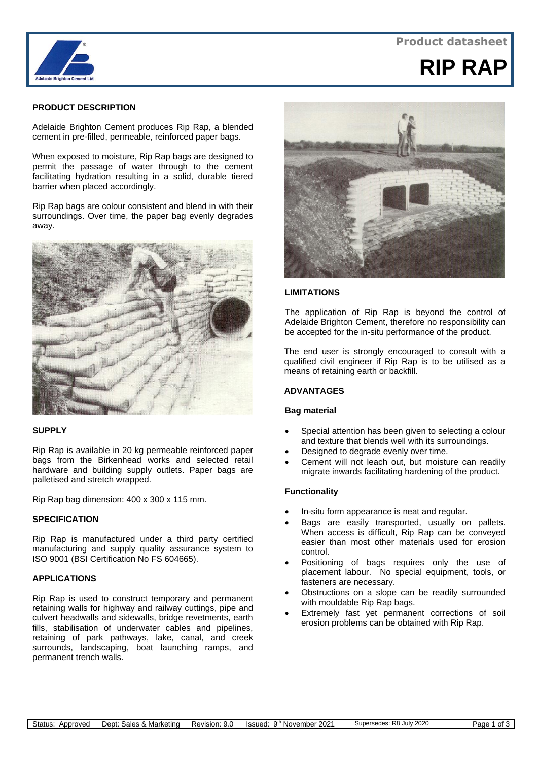Product datasheet

# RIP RAP

## PRODUCT DESCRIPTION

Adelaide Brighton Cement produces Rip Rap, a blended cement in pre-filled, permeable, reinforced paper bags.

When exposed to moisture, Rip Rap bags are designed to permit the passage of water through to the cement facilitating hydration resulting in a solid, durable tiered barrier when placed accordingly.

Rip Rap bags are colour consistent and blend in with their surroundings. Over time, the paper bag evenly degrades away.

## SUPPLY

Rip Rap is available in 20 kg permeable reinforced paper bags from the Birkenhead works and selected retail hardware and building supply outlets. Paper bags are palletised and stretch wrapped.

Rip Rap bag dimension: 400 x 300 x 115 mm.

## SPECIFICATION

Rip Rap is manufactured under a third party certified manufacturing and supply quality assurance system to ISO 9001 (BSI Certification No FS 604665).

## APPLICATIONS

Rip Rap is used to construct temporary and permanent retaining walls for highway and railway cuttings, pipe and culvert headwalls and sidewalls, bridge revetments, earth fills, stabilisation of underwater cables and pipelines, retaining of park pathways, lake, canal, and creek surrounds, landscaping, boat launching ramps, and permanent trench walls.

## LIMITATIONS

The application of Rip Rap is beyond the control of Adelaide Brighton Cement, therefore no responsibility can be accepted for the in-situ performance of the product.

The end user is strongly encouraged to consult with a qualified civil engineer if Rip Rap is to be utilised as a means of retaining earth or backfill.

## ADVANTAGES

### Bag material

- Special attention has been given to selecting a colour and texture that blends well with its surroundings.
- Designed to degrade evenly over time.
- Cement will not leach out, but moisture can readily migrate inwards facilitating hardening of the product.

### Functionality

- In-situ form appearance is neat and regular.
- Bags are easily transported, usually on pallets. When access is difficult, Rip Rap can be conveyed easier than most other materials used for erosion control.
- Positioning of bags requires only the use of placement labour. No special equipment, tools, or fasteners are necessary.
- Obstructions on a slope can be readily surrounded with mouldable Rip Rap bags.
- Extremely fast yet permanent corrections of soil erosion problems can be obtained with Rip Rap.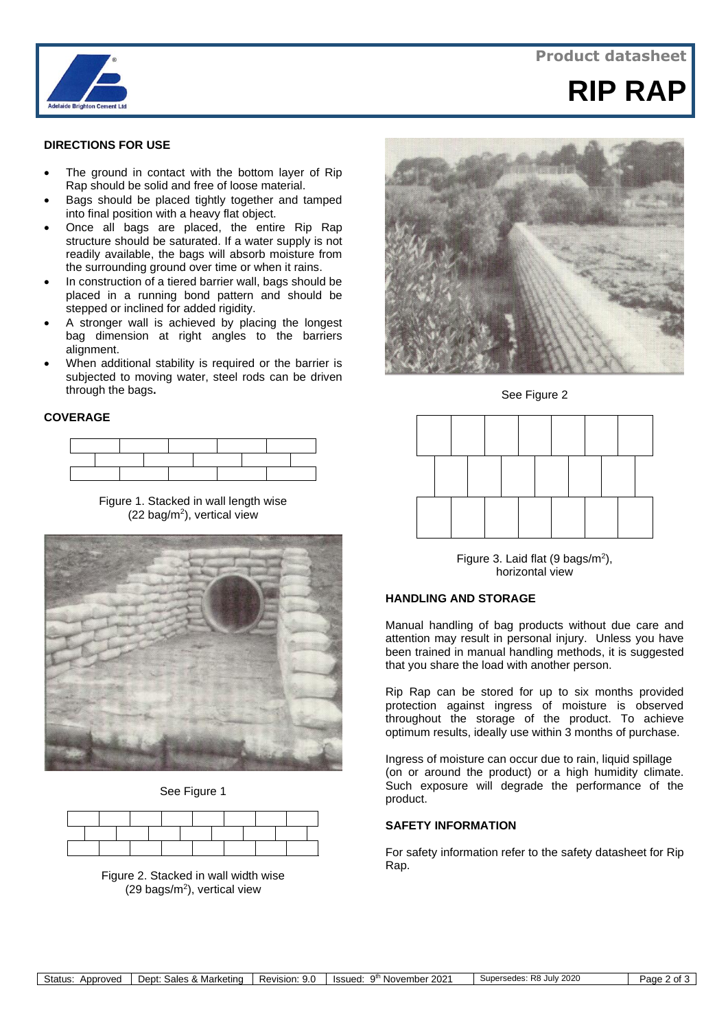**Product datasheet**

# RIP RAP

## DIRECTIONS FOR USE

- The ground in contact with the bottom layer of Rip Rap should be solid and free of loose material.
- Bags should be placed tightly together and tamped into final position with a heavy flat object.
- Once all bags are placed, the entire Rip Rap structure should be saturated. If a water supply is not readily available, the bags will absorb moisture from the surrounding ground over time or when it rains.
- In construction of a tiered barrier wall, bags should be placed in a running bond pattern and should be stepped or inclined for added rigidity.
- A stronger wall is achieved by placing the longest bag dimension at right angles to the barriers alignment.
- When additional stability is required or the barrier is subjected to moving water, steel rods can be driven through the bags**.**

## COVERAGE

Figure 1. Stacked in wall length wise ($22$ bag/$m^2$), vertical view

See Figure 1

Figure 2. Stacked in wall width wise ($29$ bags/$m^2$), vertical view

See Figure 2

Figure 3. Laid flat ($9$ bags/$m^2$), horizontal view

## HANDLING AND STORAGE

Manual handling of bag products without due care and attention may result in personal injury. Unless you have been trained in manual handling methods, it is suggested that you share the load with another person.

Rip Rap can be stored for up to six months provided protection against ingress of moisture is observed throughout the storage of the product. To achieve optimum results, ideally use within 3 months of purchase.

Ingress of moisture can occur due to rain, liquid spillage (on or around the product) or a high humidity climate. Such exposure will degrade the performance of the product.

## SAFETY INFORMATION

For safety information refer to the safety datasheet for Rip Rap.

| Status: Approved | Dept: Sales & Marketing | Revision: 9.0 | Issued: 9th November 2021 | Supersedes: R8 July 2020 |
|---|---|---|---|---|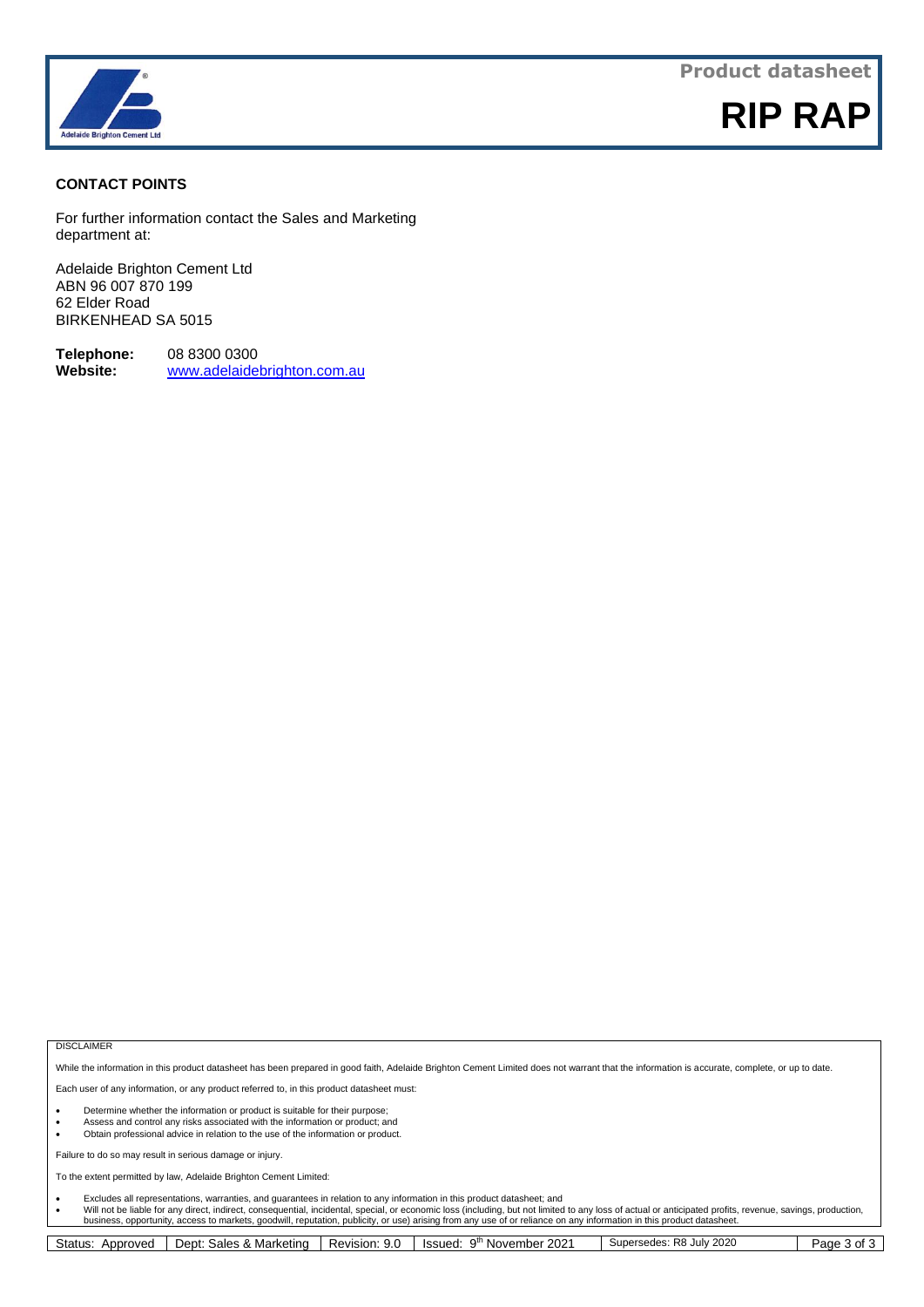### CONTACT POINTS

For further information contact the Sales and Marketing department at:

Adelaide Brighton Cement Ltd
ABN 96 007 870 199
62 Elder Road
BIRKENHEAD SA 5015

**Telephone:** 08 8300 0300
**Website:** www.adelaidebrighton.com.au

DISCLAIMER

While the information in this product datasheet has been prepared in good faith, Adelaide Brighton Cement Limited does not warrant that the information is accurate, complete, or up to date.

Each user of any information, or any product referred to, in this product datasheet must:

- Determine whether the information or product is suitable for their purpose;
- Assess and control any risks associated with the information or product; and
- Obtain professional advice in relation to the use of the information or product.

Failure to do so may result in serious damage or injury.

To the extent permitted by law, Adelaide Brighton Cement Limited:

- Excludes all representations, warranties, and guarantees in relation to any information in this product datasheet; and
- Will not be liable for any direct, indirect, consequential, incidental, special, or economic loss (including, but not limited to any loss of actual or anticipated profits, revenue, savings, production, business, opportunity, access to markets, goodwill, reputation, publicity, or use) arising from any use of or reliance on any information in this product datasheet.

| | | | | |
|---|---|---|---|---|
| Status: Approved | Dept: Sales & Marketing | Revision: 9.0 | Issued: 9th November 2021 | Supersedes: R8 July 2020 |